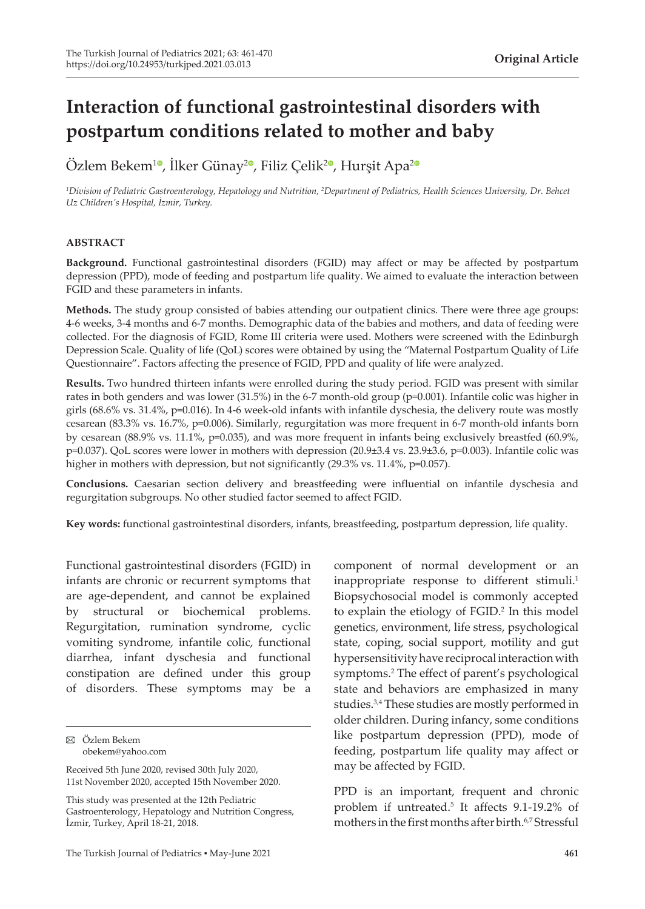Original Article

# Interaction of functional gastrointestinal disorders with postpartum conditions related to mother and baby

Özlem Bekem[1], İlker Günay[2], Filiz Çelik[2], Hurşit Apa[2]

*[1]Division of Pediatric Gastroenterology, Hepatology and Nutrition, [2]Department of Pediatrics, Health Sciences University, Dr. Behcet Uz Children's Hospital, İzmir, Turkey.*

## ABSTRACT

**Background.** Functional gastrointestinal disorders (FGID) may affect or may be affected by postpartum depression (PPD), mode of feeding and postpartum life quality. We aimed to evaluate the interaction between FGID and these parameters in infants.

**Methods.** The study group consisted of babies attending our outpatient clinics. There were three age groups: 4-6 weeks, 3-4 months and 6-7 months. Demographic data of the babies and mothers, and data of feeding were collected. For the diagnosis of FGID, Rome III criteria were used. Mothers were screened with the Edinburgh Depression Scale. Quality of life (QoL) scores were obtained by using the "Maternal Postpartum Quality of Life Questionnaire". Factors affecting the presence of FGID, PPD and quality of life were analyzed.

**Results.** Two hundred thirteen infants were enrolled during the study period. FGID was present with similar rates in both genders and was lower (31.5%) in the 6-7 month-old group (p=0.001). Infantile colic was higher in girls (68.6% vs. 31.4%, p=0.016). In 4-6 week-old infants with infantile dyschesia, the delivery route was mostly cesarean (83.3% vs. 16.7%, p=0.006). Similarly, regurgitation was more frequent in 6-7 month-old infants born by cesarean (88.9% vs. 11.1%, p=0.035), and was more frequent in infants being exclusively breastfed (60.9%, p=0.037). QoL scores were lower in mothers with depression (20.9±3.4 vs. 23.9±3.6, p=0.003). Infantile colic was higher in mothers with depression, but not significantly (29.3% vs. 11.4%, p=0.057).

**Conclusions.** Caesarian section delivery and breastfeeding were influential on infantile dyschesia and regurgitation subgroups. No other studied factor seemed to affect FGID.

**Key words:** functional gastrointestinal disorders, infants, breastfeeding, postpartum depression, life quality.

Functional gastrointestinal disorders (FGID) in infants are chronic or recurrent symptoms that are age-dependent, and cannot be explained by structural or biochemical problems. Regurgitation, rumination syndrome, cyclic vomiting syndrome, infantile colic, functional diarrhea, infant dyschesia and functional constipation are defined under this group of disorders. These symptoms may be a component of normal development or an inappropriate response to different stimuli.[1] Biopsychosocial model is commonly accepted to explain the etiology of FGID.[2] In this model genetics, environment, life stress, psychological state, coping, social support, motility and gut hypersensitivity have reciprocal interaction with symptoms.[2] The effect of parent's psychological state and behaviors are emphasized in many studies.[3,4] These studies are mostly performed in older children. During infancy, some conditions like postpartum depression (PPD), mode of feeding, postpartum life quality may affect or may be affected by FGID.

PPD is an important, frequent and chronic problem if untreated.[5] It affects 9.1-19.2% of mothers in the first months after birth.[6,7] Stressful

✉ Özlem Bekem
obekem@yahoo.com

Received 5th June 2020, revised 30th July 2020, 11st November 2020, accepted 15th November 2020.

This study was presented at the 12th Pediatric Gastroenterology, Hepatology and Nutrition Congress, İzmir, Turkey, April 18-21, 2018.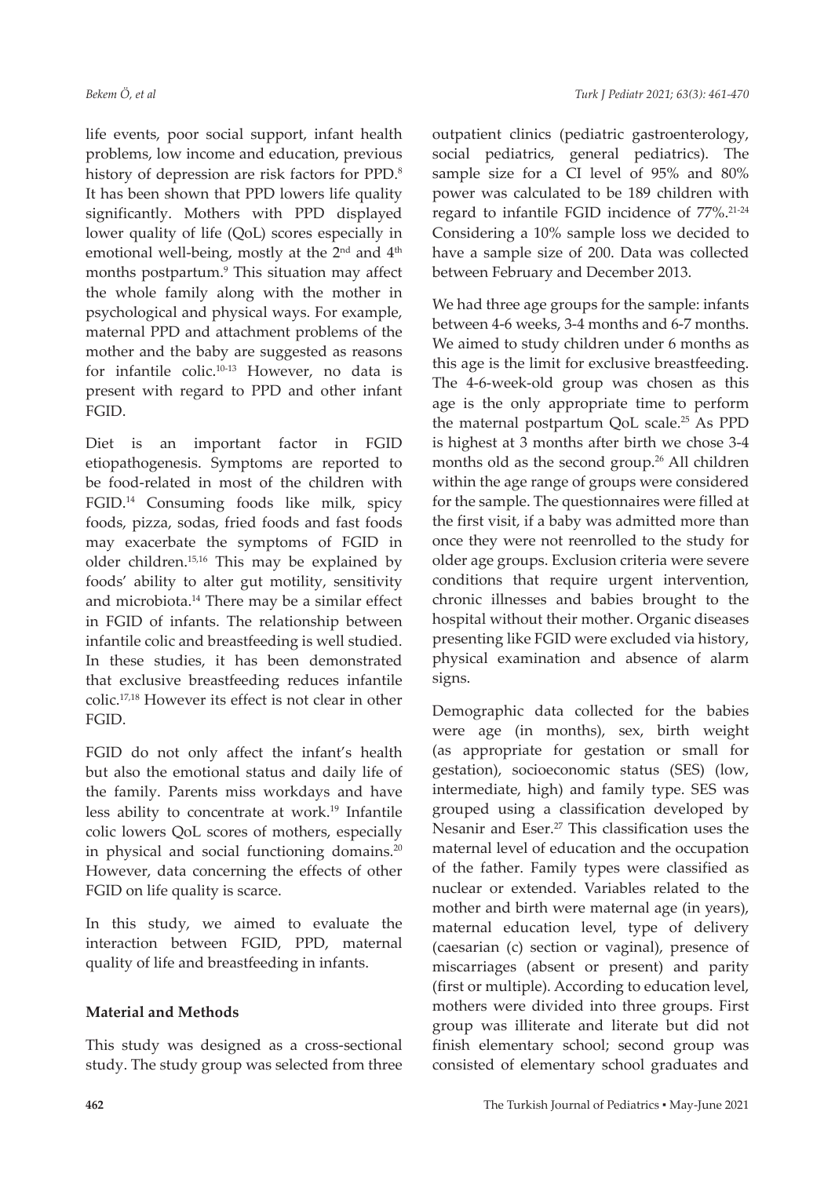life events, poor social support, infant health problems, low income and education, previous history of depression are risk factors for PPD.[8] It has been shown that PPD lowers life quality significantly. Mothers with PPD displayed lower quality of life (QoL) scores especially in emotional well-being, mostly at the 2nd and 4th months postpartum.[9] This situation may affect the whole family along with the mother in psychological and physical ways. For example, maternal PPD and attachment problems of the mother and the baby are suggested as reasons for infantile colic.[10-13] However, no data is present with regard to PPD and other infant FGID.

Diet is an important factor in FGID etiopathogenesis. Symptoms are reported to be food-related in most of the children with FGID.[14] Consuming foods like milk, spicy foods, pizza, sodas, fried foods and fast foods may exacerbate the symptoms of FGID in older children.[15,16] This may be explained by foods' ability to alter gut motility, sensitivity and microbiota.[14] There may be a similar effect in FGID of infants. The relationship between infantile colic and breastfeeding is well studied. In these studies, it has been demonstrated that exclusive breastfeeding reduces infantile colic.[17,18] However its effect is not clear in other FGID.

FGID do not only affect the infant's health but also the emotional status and daily life of the family. Parents miss workdays and have less ability to concentrate at work.[19] Infantile colic lowers QoL scores of mothers, especially in physical and social functioning domains.[20] However, data concerning the effects of other FGID on life quality is scarce.

In this study, we aimed to evaluate the interaction between FGID, PPD, maternal quality of life and breastfeeding in infants.

## Material and Methods

This study was designed as a cross-sectional study. The study group was selected from three outpatient clinics (pediatric gastroenterology, social pediatrics, general pediatrics). The sample size for a CI level of 95% and 80% power was calculated to be 189 children with regard to infantile FGID incidence of 77%.[21-24] Considering a 10% sample loss we decided to have a sample size of 200. Data was collected between February and December 2013.

We had three age groups for the sample: infants between 4-6 weeks, 3-4 months and 6-7 months. We aimed to study children under 6 months as this age is the limit for exclusive breastfeeding. The 4-6-week-old group was chosen as this age is the only appropriate time to perform the maternal postpartum QoL scale.[25] As PPD is highest at 3 months after birth we chose 3-4 months old as the second group.[26] All children within the age range of groups were considered for the sample. The questionnaires were filled at the first visit, if a baby was admitted more than once they were not reenrolled to the study for older age groups. Exclusion criteria were severe conditions that require urgent intervention, chronic illnesses and babies brought to the hospital without their mother. Organic diseases presenting like FGID were excluded via history, physical examination and absence of alarm signs.

Demographic data collected for the babies were age (in months), sex, birth weight (as appropriate for gestation or small for gestation), socioeconomic status (SES) (low, intermediate, high) and family type. SES was grouped using a classification developed by Nesanir and Eser.[27] This classification uses the maternal level of education and the occupation of the father. Family types were classified as nuclear or extended. Variables related to the mother and birth were maternal age (in years), maternal education level, type of delivery (caesarian (c) section or vaginal), presence of miscarriages (absent or present) and parity (first or multiple). According to education level, mothers were divided into three groups. First group was illiterate and literate but did not finish elementary school; second group was consisted of elementary school graduates and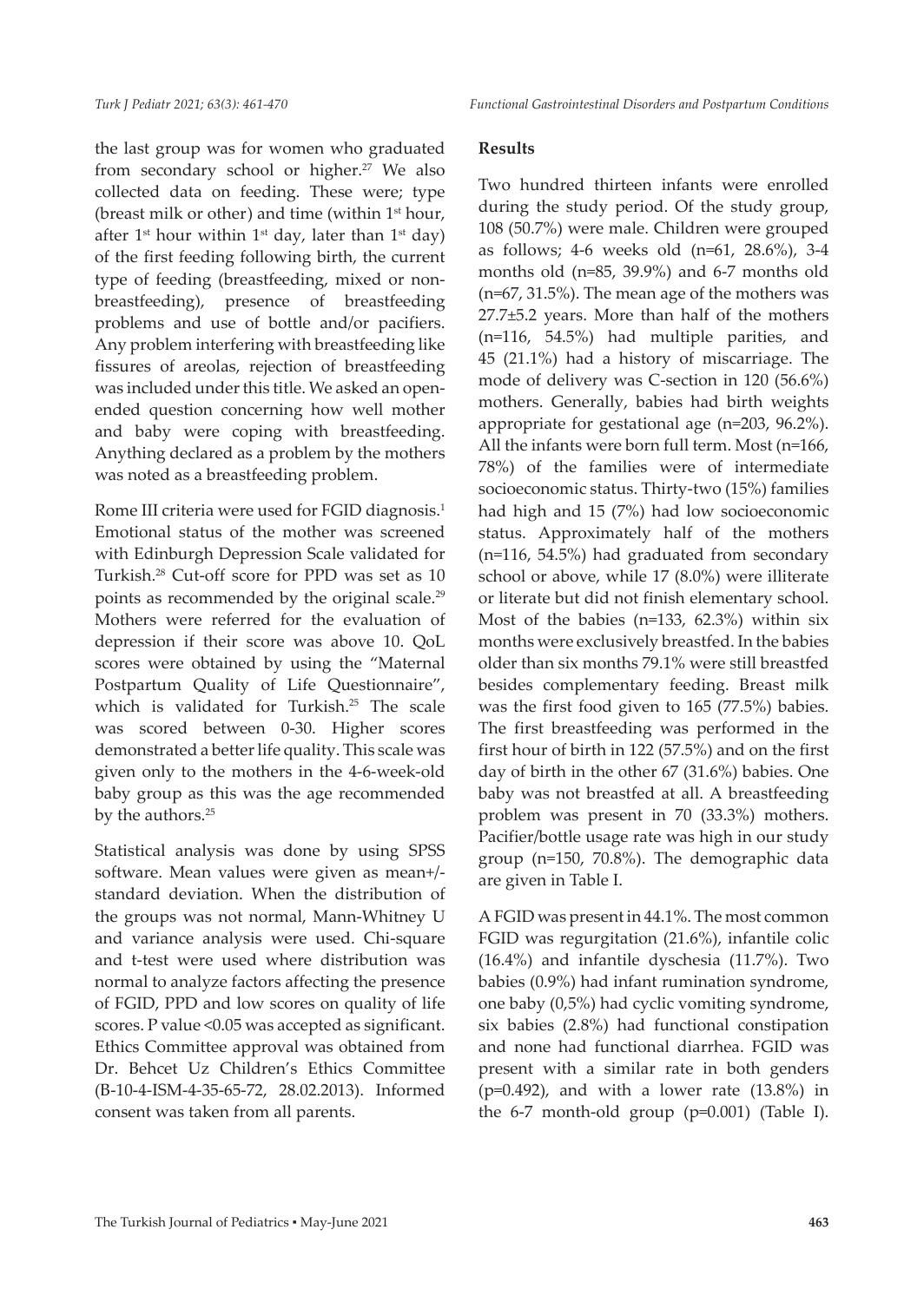the last group was for women who graduated from secondary school or higher.[27] We also collected data on feeding. These were; type (breast milk or other) and time (within 1st hour, after 1st hour within 1st day, later than 1st day) of the first feeding following birth, the current type of feeding (breastfeeding, mixed or non-breastfeeding), presence of breastfeeding problems and use of bottle and/or pacifiers. Any problem interfering with breastfeeding like fissures of areolas, rejection of breastfeeding was included under this title. We asked an open-ended question concerning how well mother and baby were coping with breastfeeding. Anything declared as a problem by the mothers was noted as a breastfeeding problem.

Rome III criteria were used for FGID diagnosis.[1] Emotional status of the mother was screened with Edinburgh Depression Scale validated for Turkish.[28] Cut-off score for PPD was set as 10 points as recommended by the original scale.[29] Mothers were referred for the evaluation of depression if their score was above 10. QoL scores were obtained by using the "Maternal Postpartum Quality of Life Questionnaire", which is validated for Turkish.[25] The scale was scored between 0-30. Higher scores demonstrated a better life quality. This scale was given only to the mothers in the 4-6-week-old baby group as this was the age recommended by the authors.[25]

Statistical analysis was done by using SPSS software. Mean values were given as mean+/-standard deviation. When the distribution of the groups was not normal, Mann-Whitney U and variance analysis were used. Chi-square and t-test were used where distribution was normal to analyze factors affecting the presence of FGID, PPD and low scores on quality of life scores. P value <0.05 was accepted as significant. Ethics Committee approval was obtained from Dr. Behcet Uz Children's Ethics Committee (B-10-4-ISM-4-35-65-72, 28.02.2013). Informed consent was taken from all parents.

## Results

Two hundred thirteen infants were enrolled during the study period. Of the study group, 108 (50.7%) were male. Children were grouped as follows; 4-6 weeks old (n=61, 28.6%), 3-4 months old (n=85, 39.9%) and 6-7 months old (n=67, 31.5%). The mean age of the mothers was 27.7±5.2 years. More than half of the mothers (n=116, 54.5%) had multiple parities, and 45 (21.1%) had a history of miscarriage. The mode of delivery was C-section in 120 (56.6%) mothers. Generally, babies had birth weights appropriate for gestational age (n=203, 96.2%). All the infants were born full term. Most (n=166, 78%) of the families were of intermediate socioeconomic status. Thirty-two (15%) families had high and 15 (7%) had low socioeconomic status. Approximately half of the mothers (n=116, 54.5%) had graduated from secondary school or above, while 17 (8.0%) were illiterate or literate but did not finish elementary school. Most of the babies (n=133, 62.3%) within six months were exclusively breastfed. In the babies older than six months 79.1% were still breastfed besides complementary feeding. Breast milk was the first food given to 165 (77.5%) babies. The first breastfeeding was performed in the first hour of birth in 122 (57.5%) and on the first day of birth in the other 67 (31.6%) babies. One baby was not breastfed at all. A breastfeeding problem was present in 70 (33.3%) mothers. Pacifier/bottle usage rate was high in our study group (n=150, 70.8%). The demographic data are given in Table I.

A FGID was present in 44.1%. The most common FGID was regurgitation (21.6%), infantile colic (16.4%) and infantile dyschesia (11.7%). Two babies (0.9%) had infant rumination syndrome, one baby (0,5%) had cyclic vomiting syndrome, six babies (2.8%) had functional constipation and none had functional diarrhea. FGID was present with a similar rate in both genders (p=0.492), and with a lower rate (13.8%) in the 6-7 month-old group (p=0.001) (Table I).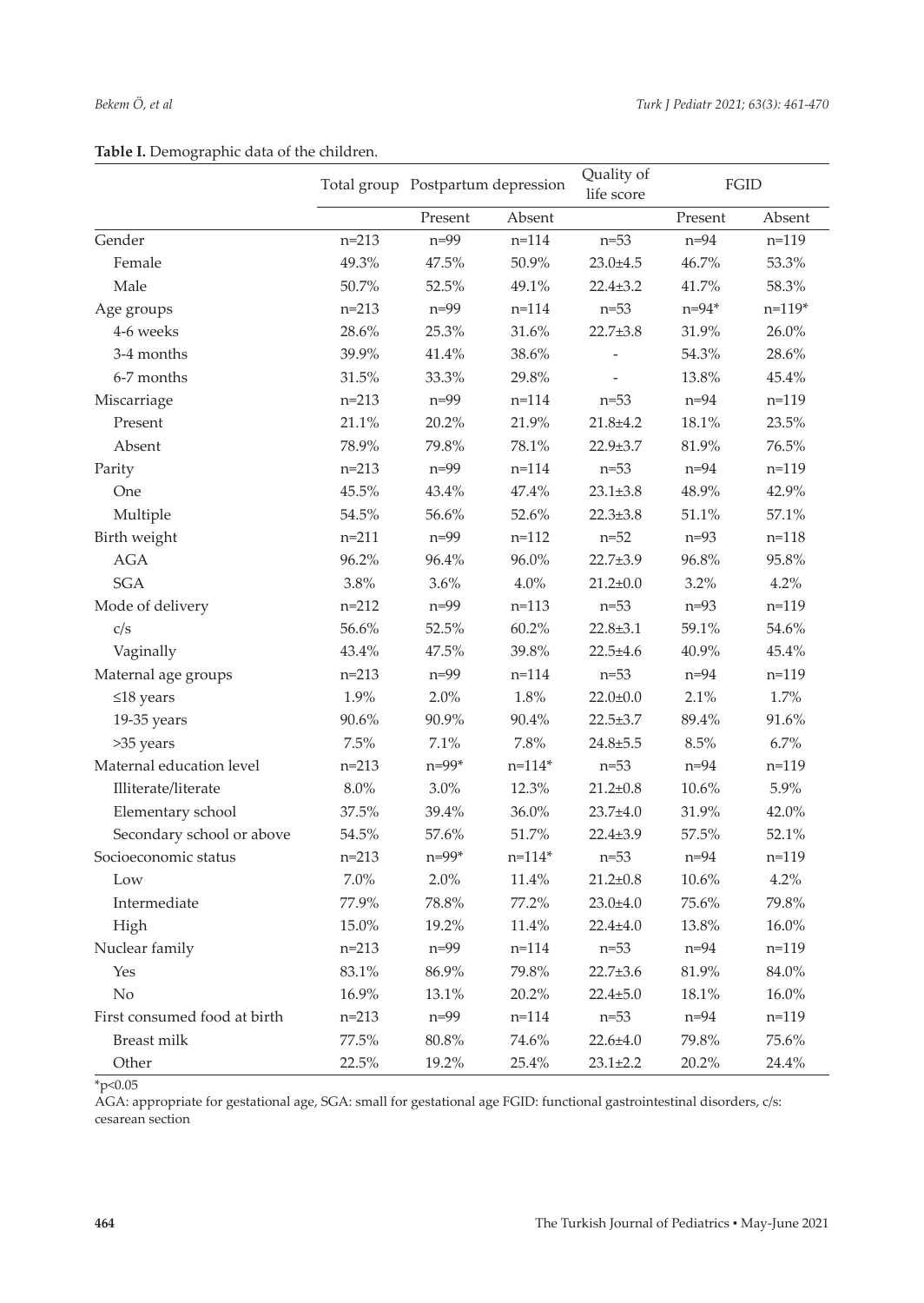**Table I.** Demographic data of the children.

| | Total group | Postpartum depression | | Quality of life score | FGID | |
|---|---|---|---|---|---|---|
| | | Present | Absent | | Present | Absent |
| Gender | n=213 | n=99 | n=114 | n=53 | n=94 | n=119 |
| Female | 49.3% | 47.5% | 50.9% | 23.0±4.5 | 46.7% | 53.3% |
| Male | 50.7% | 52.5% | 49.1% | 22.4±3.2 | 41.7% | 58.3% |
| Age groups | n=213 | n=99 | n=114 | n=53 | n=94* | n=119* |
| 4-6 weeks | 28.6% | 25.3% | 31.6% | 22.7±3.8 | 31.9% | 26.0% |
| 3-4 months | 39.9% | 41.4% | 38.6% | - | 54.3% | 28.6% |
| 6-7 months | 31.5% | 33.3% | 29.8% | - | 13.8% | 45.4% |
| Miscarriage | n=213 | n=99 | n=114 | n=53 | n=94 | n=119 |
| Present | 21.1% | 20.2% | 21.9% | 21.8±4.2 | 18.1% | 23.5% |
| Absent | 78.9% | 79.8% | 78.1% | 22.9±3.7 | 81.9% | 76.5% |
| Parity | n=213 | n=99 | n=114 | n=53 | n=94 | n=119 |
| One | 45.5% | 43.4% | 47.4% | 23.1±3.8 | 48.9% | 42.9% |
| Multiple | 54.5% | 56.6% | 52.6% | 22.3±3.8 | 51.1% | 57.1% |
| Birth weight | n=211 | n=99 | n=112 | n=52 | n=93 | n=118 |
| AGA | 96.2% | 96.4% | 96.0% | 22.7±3.9 | 96.8% | 95.8% |
| SGA | 3.8% | 3.6% | 4.0% | 21.2±0.0 | 3.2% | 4.2% |
| Mode of delivery | n=212 | n=99 | n=113 | n=53 | n=93 | n=119 |
| c/s | 56.6% | 52.5% | 60.2% | 22.8±3.1 | 59.1% | 54.6% |
| Vaginally | 43.4% | 47.5% | 39.8% | 22.5±4.6 | 40.9% | 45.4% |
| Maternal age groups | n=213 | n=99 | n=114 | n=53 | n=94 | n=119 |
| ≤18 years | 1.9% | 2.0% | 1.8% | 22.0±0.0 | 2.1% | 1.7% |
| 19-35 years | 90.6% | 90.9% | 90.4% | 22.5±3.7 | 89.4% | 91.6% |
| >35 years | 7.5% | 7.1% | 7.8% | 24.8±5.5 | 8.5% | 6.7% |
| Maternal education level | n=213 | n=99* | n=114* | n=53 | n=94 | n=119 |
| Illiterate/literate | 8.0% | 3.0% | 12.3% | 21.2±0.8 | 10.6% | 5.9% |
| Elementary school | 37.5% | 39.4% | 36.0% | 23.7±4.0 | 31.9% | 42.0% |
| Secondary school or above | 54.5% | 57.6% | 51.7% | 22.4±3.9 | 57.5% | 52.1% |
| Socioeconomic status | n=213 | n=99* | n=114* | n=53 | n=94 | n=119 |
| Low | 7.0% | 2.0% | 11.4% | 21.2±0.8 | 10.6% | 4.2% |
| Intermediate | 77.9% | 78.8% | 77.2% | 23.0±4.0 | 75.6% | 79.8% |
| High | 15.0% | 19.2% | 11.4% | 22.4±4.0 | 13.8% | 16.0% |
| Nuclear family | n=213 | n=99 | n=114 | n=53 | n=94 | n=119 |
| Yes | 83.1% | 86.9% | 79.8% | 22.7±3.6 | 81.9% | 84.0% |
| No | 16.9% | 13.1% | 20.2% | 22.4±5.0 | 18.1% | 16.0% |
| First consumed food at birth | n=213 | n=99 | n=114 | n=53 | n=94 | n=119 |
| Breast milk | 77.5% | 80.8% | 74.6% | 22.6±4.0 | 79.8% | 75.6% |
| Other | 22.5% | 19.2% | 25.4% | 23.1±2.2 | 20.2% | 24.4% |

*$p<0.05$

AGA: appropriate for gestational age, SGA: small for gestational age FGID: functional gastrointestinal disorders, c/s: cesarean section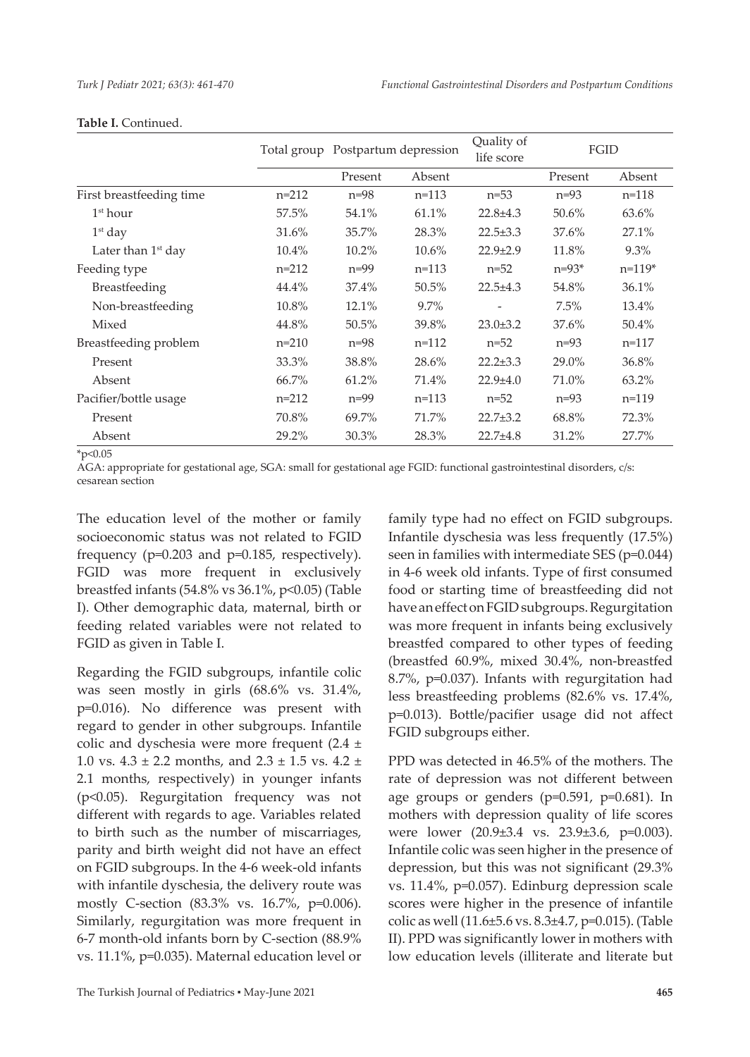**Table I.** Continued.

| | Total group | Postpartum depression | | Quality of life score | FGID | |
|---|---|---|---|---|---|---|
| | | Present | Absent | | Present | Absent |
| First breastfeeding time | n=212 | n=98 | n=113 | n=53 | n=93 | n=118 |
| 1st hour | 57.5% | 54.1% | 61.1% | 22.8±4.3 | 50.6% | 63.6% |
| 1st day | 31.6% | 35.7% | 28.3% | 22.5±3.3 | 37.6% | 27.1% |
| Later than 1st day | 10.4% | 10.2% | 10.6% | 22.9±2.9 | 11.8% | 9.3% |
| Feeding type | n=212 | n=99 | n=113 | n=52 | n=93* | n=119* |
| Breastfeeding | 44.4% | 37.4% | 50.5% | 22.5±4.3 | 54.8% | 36.1% |
| Non-breastfeeding | 10.8% | 12.1% | 9.7% | - | 7.5% | 13.4% |
| Mixed | 44.8% | 50.5% | 39.8% | 23.0±3.2 | 37.6% | 50.4% |
| Breastfeeding problem | n=210 | n=98 | n=112 | n=52 | n=93 | n=117 |
| Present | 33.3% | 38.8% | 28.6% | 22.2±3.3 | 29.0% | 36.8% |
| Absent | 66.7% | 61.2% | 71.4% | 22.9±4.0 | 71.0% | 63.2% |
| Pacifier/bottle usage | n=212 | n=99 | n=113 | n=52 | n=93 | n=119 |
| Present | 70.8% | 69.7% | 71.7% | 22.7±3.2 | 68.8% | 72.3% |
| Absent | 29.2% | 30.3% | 28.3% | 22.7±4.8 | 31.2% | 27.7% |

*$p<0.05$

AGA: appropriate for gestational age, SGA: small for gestational age FGID: functional gastrointestinal disorders, c/s: cesarean section

The education level of the mother or family socioeconomic status was not related to FGID frequency (p=0.203 and p=0.185, respectively). FGID was more frequent in exclusively breastfed infants (54.8% vs 36.1%, $p<0.05$) (Table I). Other demographic data, maternal, birth or feeding related variables were not related to FGID as given in Table I.

Regarding the FGID subgroups, infantile colic was seen mostly in girls (68.6% vs. 31.4%, p=0.016). No difference was present with regard to gender in other subgroups. Infantile colic and dyschesia were more frequent (2.4 ± 1.0 vs. 4.3 ± 2.2 months, and 2.3 ± 1.5 vs. 4.2 ± 2.1 months, respectively) in younger infants ($p<0.05$). Regurgitation frequency was not different with regards to age. Variables related to birth such as the number of miscarriages, parity and birth weight did not have an effect on FGID subgroups. In the 4-6 week-old infants with infantile dyschesia, the delivery route was mostly C-section (83.3% vs. 16.7%, p=0.006). Similarly, regurgitation was more frequent in 6-7 month-old infants born by C-section (88.9% vs. 11.1%, p=0.035). Maternal education level or family type had no effect on FGID subgroups. Infantile dyschesia was less frequently (17.5%) seen in families with intermediate SES (p=0.044) in 4-6 week old infants. Type of first consumed food or starting time of breastfeeding did not have an effect on FGID subgroups. Regurgitation was more frequent in infants being exclusively breastfed compared to other types of feeding (breastfed 60.9%, mixed 30.4%, non-breastfed 8.7%, p=0.037). Infants with regurgitation had less breastfeeding problems (82.6% vs. 17.4%, p=0.013). Bottle/pacifier usage did not affect FGID subgroups either.

PPD was detected in 46.5% of the mothers. The rate of depression was not different between age groups or genders (p=0.591, p=0.681). In mothers with depression quality of life scores were lower (20.9±3.4 vs. 23.9±3.6, p=0.003). Infantile colic was seen higher in the presence of depression, but this was not significant (29.3% vs. 11.4%, p=0.057). Edinburg depression scale scores were higher in the presence of infantile colic as well (11.6±5.6 vs. 8.3±4.7, p=0.015). (Table II). PPD was significantly lower in mothers with low education levels (illiterate and literate but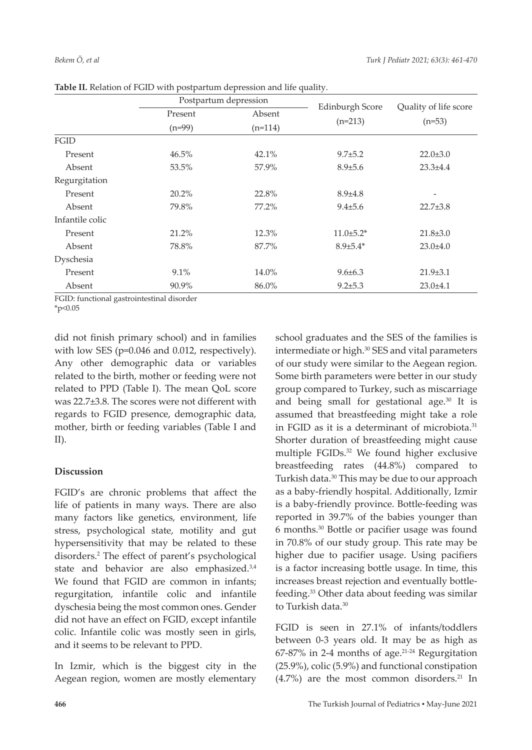**Table II.** Relation of FGID with postpartum depression and life quality.

| | Postpartum depression | | Edinburgh Score | Quality of life score |
|---|---|---|---|---|
| | Present (n=99) | Absent (n=114) | (n=213) | (n=53) |
| FGID | | | | |
| Present | 46.5% | 42.1% | 9.7±5.2 | 22.0±3.0 |
| Absent | 53.5% | 57.9% | 8.9±5.6 | 23.3±4.4 |
| Regurgitation | | | | |
| Present | 20.2% | 22.8% | 8.9±4.8 | - |
| Absent | 79.8% | 77.2% | 9.4±5.6 | 22.7±3.8 |
| Infantile colic | | | | |
| Present | 21.2% | 12.3% | 11.0±5.2* | 21.8±3.0 |
| Absent | 78.8% | 87.7% | 8.9±5.4* | 23.0±4.0 |
| Dyschesia | | | | |
| Present | 9.1% | 14.0% | 9.6±6.3 | 21.9±3.1 |
| Absent | 90.9% | 86.0% | 9.2±5.3 | 23.0±4.1 |

FGID: functional gastrointestinal disorder
*p<0.05

did not finish primary school) and in families with low SES (p=0.046 and 0.012, respectively). Any other demographic data or variables related to the birth, mother or feeding were not related to PPD (Table I). The mean QoL score was 22.7±3.8. The scores were not different with regards to FGID presence, demographic data, mother, birth or feeding variables (Table I and II).

## Discussion

FGID's are chronic problems that affect the life of patients in many ways. There are also many factors like genetics, environment, life stress, psychological state, motility and gut hypersensitivity that may be related to these disorders.[2] The effect of parent's psychological state and behavior are also emphasized.[3,4] We found that FGID are common in infants; regurgitation, infantile colic and infantile dyschesia being the most common ones. Gender did not have an effect on FGID, except infantile colic. Infantile colic was mostly seen in girls, and it seems to be relevant to PPD.

In Izmir, which is the biggest city in the Aegean region, women are mostly elementary school graduates and the SES of the families is intermediate or high.[30] SES and vital parameters of our study were similar to the Aegean region. Some birth parameters were better in our study group compared to Turkey, such as miscarriage and being small for gestational age.[30] It is assumed that breastfeeding might take a role in FGID as it is a determinant of microbiota.[31] Shorter duration of breastfeeding might cause multiple FGIDs.[32] We found higher exclusive breastfeeding rates (44.8%) compared to Turkish data.[30] This may be due to our approach as a baby-friendly hospital. Additionally, Izmir is a baby-friendly province. Bottle-feeding was reported in 39.7% of the babies younger than 6 months.[30] Bottle or pacifier usage was found in 70.8% of our study group. This rate may be higher due to pacifier usage. Using pacifiers is a factor increasing bottle usage. In time, this increases breast rejection and eventually bottle-feeding.[33] Other data about feeding was similar to Turkish data.[30]

FGID is seen in 27.1% of infants/toddlers between 0-3 years old. It may be as high as 67-87% in 2-4 months of age.[21-24] Regurgitation (25.9%), colic (5.9%) and functional constipation (4.7%) are the most common disorders.[21] In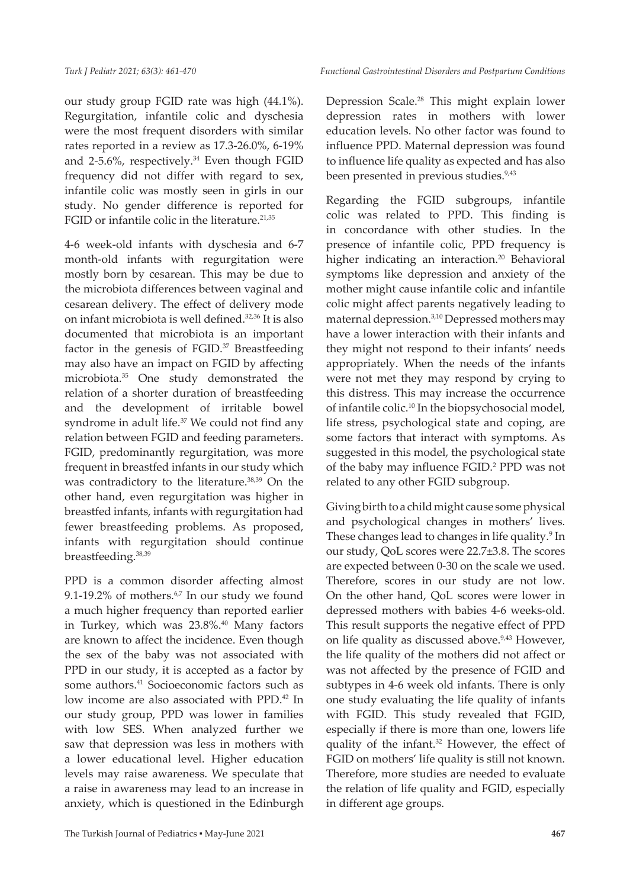our study group FGID rate was high (44.1%). Regurgitation, infantile colic and dyschesia were the most frequent disorders with similar rates reported in a review as 17.3-26.0%, 6-19% and 2-5.6%, respectively.[34] Even though FGID frequency did not differ with regard to sex, infantile colic was mostly seen in girls in our study. No gender difference is reported for FGID or infantile colic in the literature.[21,35]

4-6 week-old infants with dyschesia and 6-7 month-old infants with regurgitation were mostly born by cesarean. This may be due to the microbiota differences between vaginal and cesarean delivery. The effect of delivery mode on infant microbiota is well defined.[32,36] It is also documented that microbiota is an important factor in the genesis of FGID.[37] Breastfeeding may also have an impact on FGID by affecting microbiota.[35] One study demonstrated the relation of a shorter duration of breastfeeding and the development of irritable bowel syndrome in adult life.[37] We could not find any relation between FGID and feeding parameters. FGID, predominantly regurgitation, was more frequent in breastfed infants in our study which was contradictory to the literature.[38,39] On the other hand, even regurgitation was higher in breastfed infants, infants with regurgitation had fewer breastfeeding problems. As proposed, infants with regurgitation should continue breastfeeding.[38,39]

PPD is a common disorder affecting almost 9.1-19.2% of mothers.[6,7] In our study we found a much higher frequency than reported earlier in Turkey, which was 23.8%.[40] Many factors are known to affect the incidence. Even though the sex of the baby was not associated with PPD in our study, it is accepted as a factor by some authors.[41] Socioeconomic factors such as low income are also associated with PPD.[42] In our study group, PPD was lower in families with low SES. When analyzed further we saw that depression was less in mothers with a lower educational level. Higher education levels may raise awareness. We speculate that a raise in awareness may lead to an increase in anxiety, which is questioned in the Edinburgh Depression Scale.[28] This might explain lower depression rates in mothers with lower education levels. No other factor was found to influence PPD. Maternal depression was found to influence life quality as expected and has also been presented in previous studies.[9,43]

Regarding the FGID subgroups, infantile colic was related to PPD. This finding is in concordance with other studies. In the presence of infantile colic, PPD frequency is higher indicating an interaction.[20] Behavioral symptoms like depression and anxiety of the mother might cause infantile colic and infantile colic might affect parents negatively leading to maternal depression.[3,10] Depressed mothers may have a lower interaction with their infants and they might not respond to their infants' needs appropriately. When the needs of the infants were not met they may respond by crying to this distress. This may increase the occurrence of infantile colic.[10] In the biopsychosocial model, life stress, psychological state and coping, are some factors that interact with symptoms. As suggested in this model, the psychological state of the baby may influence FGID.[2] PPD was not related to any other FGID subgroup.

Giving birth to a child might cause some physical and psychological changes in mothers' lives. These changes lead to changes in life quality.[9] In our study, QoL scores were 22.7±3.8. The scores are expected between 0-30 on the scale we used. Therefore, scores in our study are not low. On the other hand, QoL scores were lower in depressed mothers with babies 4-6 weeks-old. This result supports the negative effect of PPD on life quality as discussed above.[9,43] However, the life quality of the mothers did not affect or was not affected by the presence of FGID and subtypes in 4-6 week old infants. There is only one study evaluating the life quality of infants with FGID. This study revealed that FGID, especially if there is more than one, lowers life quality of the infant.[32] However, the effect of FGID on mothers' life quality is still not known. Therefore, more studies are needed to evaluate the relation of life quality and FGID, especially in different age groups.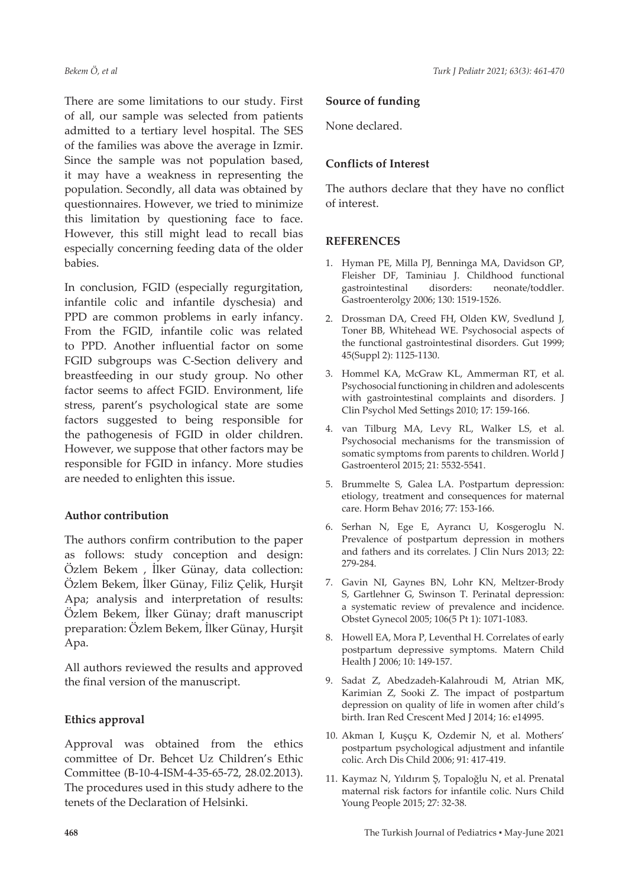There are some limitations to our study. First of all, our sample was selected from patients admitted to a tertiary level hospital. The SES of the families was above the average in Izmir. Since the sample was not population based, it may have a weakness in representing the population. Secondly, all data was obtained by questionnaires. However, we tried to minimize this limitation by questioning face to face. However, this still might lead to recall bias especially concerning feeding data of the older babies.

In conclusion, FGID (especially regurgitation, infantile colic and infantile dyschesia) and PPD are common problems in early infancy. From the FGID, infantile colic was related to PPD. Another influential factor on some FGID subgroups was C-Section delivery and breastfeeding in our study group. No other factor seems to affect FGID. Environment, life stress, parent's psychological state are some factors suggested to being responsible for the pathogenesis of FGID in older children. However, we suppose that other factors may be responsible for FGID in infancy. More studies are needed to enlighten this issue.

### Author contribution

The authors confirm contribution to the paper as follows: study conception and design: Özlem Bekem , İlker Günay, data collection: Özlem Bekem, İlker Günay, Filiz Çelik, Hurşit Apa; analysis and interpretation of results: Özlem Bekem, İlker Günay; draft manuscript preparation: Özlem Bekem, İlker Günay, Hurşit Apa.

All authors reviewed the results and approved the final version of the manuscript.

### Ethics approval

Approval was obtained from the ethics committee of Dr. Behcet Uz Children's Ethic Committee (B-10-4-ISM-4-35-65-72, 28.02.2013). The procedures used in this study adhere to the tenets of the Declaration of Helsinki.

### Source of funding

None declared.

### Conflicts of Interest

The authors declare that they have no conflict of interest.

## REFERENCES

1. Hyman PE, Milla PJ, Benninga MA, Davidson GP, Fleisher DF, Taminiau J. Childhood functional gastrointestinal disorders: neonate/toddler. Gastroenterolgy 2006; 130: 1519-1526.
2. Drossman DA, Creed FH, Olden KW, Svedlund J, Toner BB, Whitehead WE. Psychosocial aspects of the functional gastrointestinal disorders. Gut 1999; 45(Suppl 2): 1125-1130.
3. Hommel KA, McGraw KL, Ammerman RT, et al. Psychosocial functioning in children and adolescents with gastrointestinal complaints and disorders. J Clin Psychol Med Settings 2010; 17: 159-166.
4. van Tilburg MA, Levy RL, Walker LS, et al. Psychosocial mechanisms for the transmission of somatic symptoms from parents to children. World J Gastroenterol 2015; 21: 5532-5541.
5. Brummelte S, Galea LA. Postpartum depression: etiology, treatment and consequences for maternal care. Horm Behav 2016; 77: 153-166.
6. Serhan N, Ege E, Ayrancı U, Kosgeroglu N. Prevalence of postpartum depression in mothers and fathers and its correlates. J Clin Nurs 2013; 22: 279-284.
7. Gavin NI, Gaynes BN, Lohr KN, Meltzer-Brody S, Gartlehner G, Swinson T. Perinatal depression: a systematic review of prevalence and incidence. Obstet Gynecol 2005; 106(5 Pt 1): 1071-1083.
8. Howell EA, Mora P, Leventhal H. Correlates of early postpartum depressive symptoms. Matern Child Health J 2006; 10: 149-157.
9. Sadat Z, Abedzadeh-Kalahroudi M, Atrian MK, Karimian Z, Sooki Z. The impact of postpartum depression on quality of life in women after child's birth. Iran Red Crescent Med J 2014; 16: e14995.
10. Akman I, Kuşçu K, Ozdemir N, et al. Mothers' postpartum psychological adjustment and infantile colic. Arch Dis Child 2006; 91: 417-419.
11. Kaymaz N, Yıldırım Ş, Topaloğlu N, et al. Prenatal maternal risk factors for infantile colic. Nurs Child Young People 2015; 27: 32-38.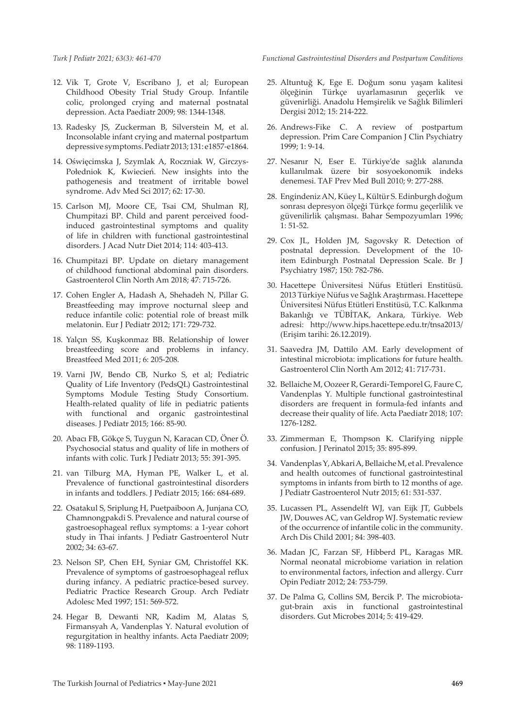12. Vik T, Grote V, Escribano J, et al; European Childhood Obesity Trial Study Group. Infantile colic, prolonged crying and maternal postnatal depression. Acta Paediatr 2009; 98: 1344-1348.

13. Radesky JS, Zuckerman B, Silverstein M, et al. Inconsolable infant crying and maternal postpartum depressive symptoms. Pediatr 2013; 131: e1857-e1864.

14. Oświęcimska J, Szymlak A, Roczniak W, Girczys-Połedniok K, Kwiecień. New insights into the pathogenesis and treatment of irritable bowel syndrome. Adv Med Sci 2017; 62: 17-30.

15. Carlson MJ, Moore CE, Tsai CM, Shulman RJ, Chumpitazi BP. Child and parent perceived food-induced gastrointestinal symptoms and quality of life in children with functional gastrointestinal disorders. J Acad Nutr Diet 2014; 114: 403-413.

16. Chumpitazi BP. Update on dietary management of childhood functional abdominal pain disorders. Gastroenterol Clin North Am 2018; 47: 715-726.

17. Cohen Engler A, Hadash A, Shehadeh N, Pillar G. Breastfeeding may improve nocturnal sleep and reduce infantile colic: potential role of breast milk melatonin. Eur J Pediatr 2012; 171: 729-732.

18. Yalçın SS, Kuşkonmaz BB. Relationship of lower breastfeeding score and problems in infancy. Breastfeed Med 2011; 6: 205-208.

19. Varni JW, Bendo CB, Nurko S, et al; Pediatric Quality of Life Inventory (PedsQL) Gastrointestinal Symptoms Module Testing Study Consortium. Health-related quality of life in pediatric patients with functional and organic gastrointestinal diseases. J Pediatr 2015; 166: 85-90.

20. Abacı FB, Gökçe S, Tuygun N, Karacan CD, Öner Ö. Psychosocial status and quality of life in mothers of infants with colic. Turk J Pediatr 2013; 55: 391-395.

21. van Tilburg MA, Hyman PE, Walker L, et al. Prevalence of functional gastrointestinal disorders in infants and toddlers. J Pediatr 2015; 166: 684-689.

22. Osatakul S, Sriplung H, Puetpaiboon A, Junjana CO, Chamnongpakdi S. Prevalence and natural course of gastroesophageal reflux symptoms: a 1-year cohort study in Thai infants. J Pediatr Gastroenterol Nutr 2002; 34: 63-67.

23. Nelson SP, Chen EH, Syniar GM, Christoffel KK. Prevalence of symptoms of gastroesophageal reflux during infancy. A pediatric practice-besed survey. Pediatric Practice Research Group. Arch Pediatr Adolesc Med 1997; 151: 569-572.

24. Hegar B, Dewanti NR, Kadim M, Alatas S, Firmansyah A, Vandenplas Y. Natural evolution of regurgitation in healthy infants. Acta Paediatr 2009; 98: 1189-1193.

25. Altuntuğ K, Ege E. Doğum sonu yaşam kalitesi ölçeğinin Türkçe uyarlamasının geçerlik ve güvenirliği. Anadolu Hemşirelik ve Sağlık Bilimleri Dergisi 2012; 15: 214-222.

26. Andrews-Fike C. A review of postpartum depression. Prim Care Companion J Clin Psychiatry 1999; 1: 9-14.

27. Nesanır N, Eser E. Türkiye'de sağlık alanında kullanılmak üzere bir sosyoekonomik indeks denemesi. TAF Prev Med Bull 2010; 9: 277-288.

28. Engindeniz AN, Küey L, Kültür S. Edinburgh doğum sonrası depresyon ölçeği Türkçe formu geçerlilik ve güvenilirlik çalışması. Bahar Sempozyumları 1996; 1: 51-52.

29. Cox JL, Holden JM, Sagovsky R. Detection of postnatal depression. Development of the 10-item Edinburgh Postnatal Depression Scale. Br J Psychiatry 1987; 150: 782-786.

30. Hacettepe Üniversitesi Nüfus Etütleri Enstitüsü. 2013 Türkiye Nüfus ve Sağlık Araştırması. Hacettepe Üniversitesi Nüfus Etütleri Enstitüsü, T.C. Kalkınma Bakanlığı ve TÜBİTAK, Ankara, Türkiye. Web adresi: http://www.hips.hacettepe.edu.tr/tnsa2013/ (Erişim tarihi: 26.12.2019).

31. Saavedra JM, Dattilo AM. Early development of intestinal microbiota: implications for future health. Gastroenterol Clin North Am 2012; 41: 717-731.

32. Bellaiche M, Oozeer R, Gerardi-Temporel G, Faure C, Vandenplas Y. Multiple functional gastrointestinal disorders are frequent in formula-fed infants and decrease their quality of life. Acta Paediatr 2018; 107: 1276-1282.

33. Zimmerman E, Thompson K. Clarifying nipple confusion. J Perinatol 2015; 35: 895-899.

34. Vandenplas Y, Abkari A, Bellaiche M, et al. Prevalence and health outcomes of functional gastrointestinal symptoms in infants from birth to 12 months of age. J Pediatr Gastroenterol Nutr 2015; 61: 531-537.

35. Lucassen PL, Assendelft WJ, van Eijk JT, Gubbels JW, Douwes AC, van Geldrop WJ. Systematic review of the occurrence of infantile colic in the community. Arch Dis Child 2001; 84: 398-403.

36. Madan JC, Farzan SF, Hibberd PL, Karagas MR. Normal neonatal microbiome variation in relation to environmental factors, infection and allergy. Curr Opin Pediatr 2012; 24: 753-759.

37. De Palma G, Collins SM, Bercik P. The microbiota-gut-brain axis in functional gastrointestinal disorders. Gut Microbes 2014; 5: 419-429.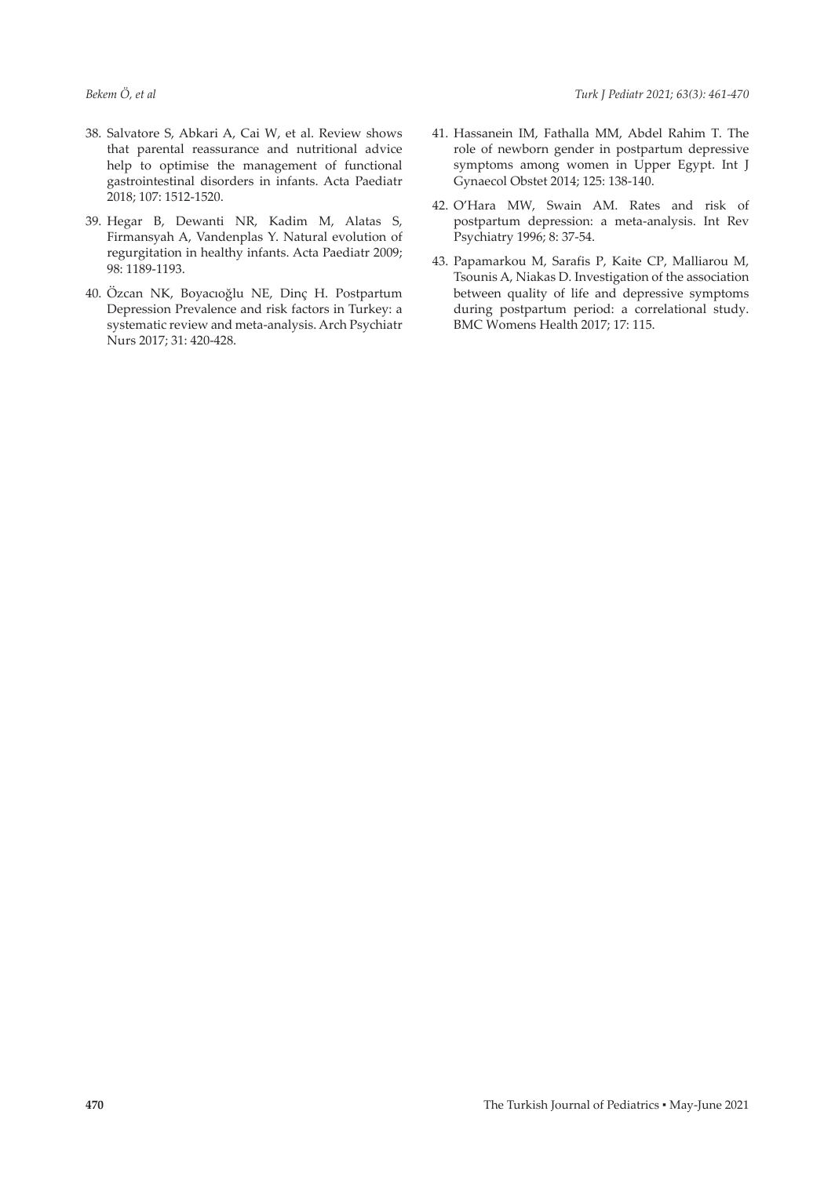38. Salvatore S, Abkari A, Cai W, et al. Review shows that parental reassurance and nutritional advice help to optimise the management of functional gastrointestinal disorders in infants. Acta Paediatr 2018; 107: 1512-1520.

39. Hegar B, Dewanti NR, Kadim M, Alatas S, Firmansyah A, Vandenplas Y. Natural evolution of regurgitation in healthy infants. Acta Paediatr 2009; 98: 1189-1193.

40. Özcan NK, Boyacıoğlu NE, Dinç H. Postpartum Depression Prevalence and risk factors in Turkey: a systematic review and meta-analysis. Arch Psychiatr Nurs 2017; 31: 420-428.

41. Hassanein IM, Fathalla MM, Abdel Rahim T. The role of newborn gender in postpartum depressive symptoms among women in Upper Egypt. Int J Gynaecol Obstet 2014; 125: 138-140.

42. O'Hara MW, Swain AM. Rates and risk of postpartum depression: a meta-analysis. Int Rev Psychiatry 1996; 8: 37-54.

43. Papamarkou M, Sarafis P, Kaite CP, Malliarou M, Tsounis A, Niakas D. Investigation of the association between quality of life and depressive symptoms during postpartum period: a correlational study. BMC Womens Health 2017; 17: 115.